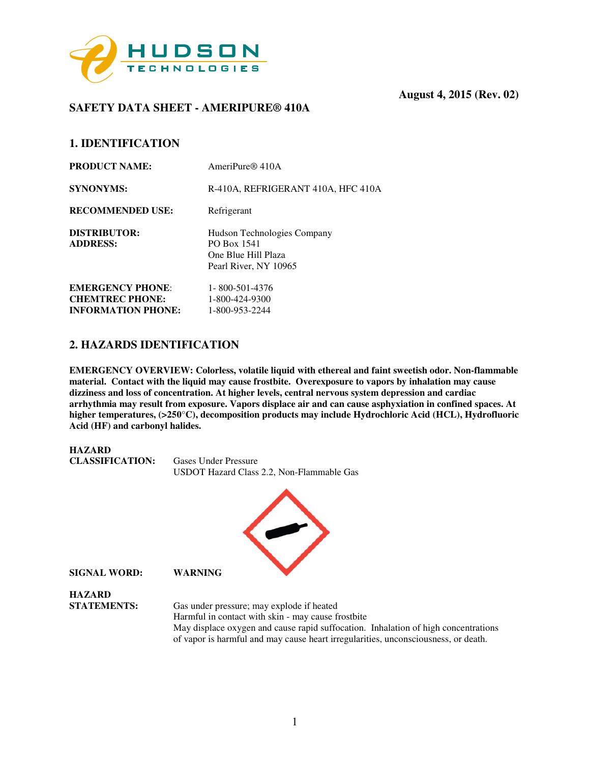**August 4, 2015 (Rev. 02)**

## SAFETY DATA SHEET - AMERIPURE® 410A

## 1. IDENTIFICATION

**PRODUCT NAME:** AmeriPure® 410A

**SYNONYMS:** R-410A, REFRIGERANT 410A, HFC 410A

**RECOMMENDED USE:** Refrigerant

**DISTRIBUTOR:**
**ADDRESS:**
Hudson Technologies Company
PO Box 1541
One Blue Hill Plaza
Pearl River, NY 10965

**EMERGENCY PHONE:** 1- 800-501-4376
**CHEMTREC PHONE:** 1-800-424-9300
**INFORMATION PHONE:** 1-800-953-2244

## 2. HAZARDS IDENTIFICATION

**EMERGENCY OVERVIEW: Colorless, volatile liquid with ethereal and faint sweetish odor. Non-flammable material. Contact with the liquid may cause frostbite. Overexposure to vapors by inhalation may cause dizziness and loss of concentration. At higher levels, central nervous system depression and cardiac arrhythmia may result from exposure. Vapors displace air and can cause asphyxiation in confined spaces. At higher temperatures, (>250°C), decomposition products may include Hydrochloric Acid (HCL), Hydrofluoric Acid (HF) and carbonyl halides.**

**HAZARD CLASSIFICATION:** Gases Under Pressure
USDOT Hazard Class 2.2, Non-Flammable Gas

**SIGNAL WORD:** **WARNING**

**HAZARD STATEMENTS:**
Gas under pressure; may explode if heated
Harmful in contact with skin - may cause frostbite
May displace oxygen and cause rapid suffocation. Inhalation of high concentrations of vapor is harmful and may cause heart irregularities, unconsciousness, or death.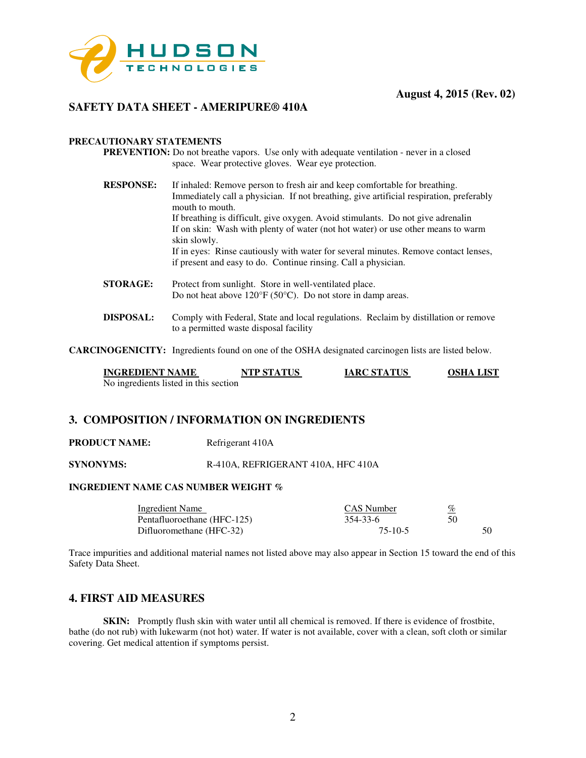**HUDSON TECHNOLOGIES**

**August 4, 2015 (Rev. 02)**

## SAFETY DATA SHEET - AMERIPURE® 410A

**PRECAUTIONARY STATEMENTS**

**PREVENTION:** Do not breathe vapors. Use only with adequate ventilation - never in a closed space. Wear protective gloves. Wear eye protection.

**RESPONSE:** If inhaled: Remove person to fresh air and keep comfortable for breathing. Immediately call a physician. If not breathing, give artificial respiration, preferably mouth to mouth.
If breathing is difficult, give oxygen. Avoid stimulants. Do not give adrenalin
If on skin: Wash with plenty of water (not hot water) or use other means to warm skin slowly.
If in eyes: Rinse cautiously with water for several minutes. Remove contact lenses, if present and easy to do. Continue rinsing. Call a physician.

**STORAGE:** Protect from sunlight. Store in well-ventilated place.
Do not heat above 120°F (50°C). Do not store in damp areas.

**DISPOSAL:** Comply with Federal, State and local regulations. Reclaim by distillation or remove to a permitted waste disposal facility

**CARCINOGENICITY:** Ingredients found on one of the OSHA designated carcinogen lists are listed below.

| INGREDIENT NAME | NTP STATUS | IARC STATUS | OSHA LIST |
|---|---|---|---|
| No ingredients listed in this section | | | |

## 3. COMPOSITION / INFORMATION ON INGREDIENTS

**PRODUCT NAME:** Refrigerant 410A

**SYNONYMS:** R-410A, REFRIGERANT 410A, HFC 410A

**INGREDIENT NAME CAS NUMBER WEIGHT %**

| Ingredient Name | CAS Number | % |
|---|---|---|
| Pentafluoroethane (HFC-125) | 354-33-6 | 50 |
| Difluoromethane (HFC-32) | 75-10-5 | 50 |

Trace impurities and additional material names not listed above may also appear in Section 15 toward the end of this Safety Data Sheet.

## 4. FIRST AID MEASURES

**SKIN:** Promptly flush skin with water until all chemical is removed. If there is evidence of frostbite, bathe (do not rub) with lukewarm (not hot) water. If water is not available, cover with a clean, soft cloth or similar covering. Get medical attention if symptoms persist.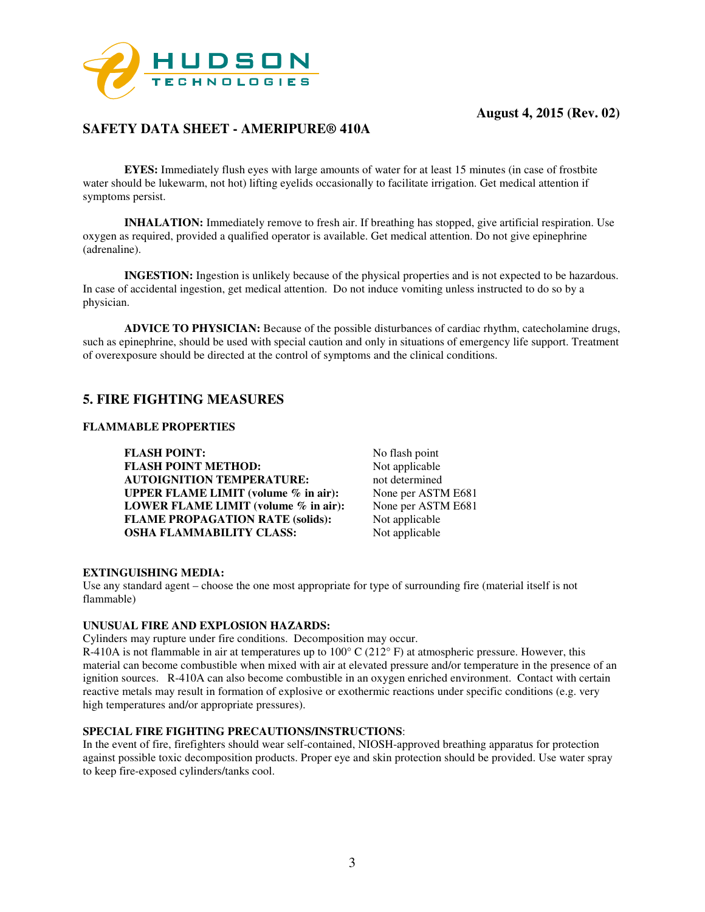**EYES:** Immediately flush eyes with large amounts of water for at least 15 minutes (in case of frostbite water should be lukewarm, not hot) lifting eyelids occasionally to facilitate irrigation. Get medical attention if symptoms persist.

**INHALATION:** Immediately remove to fresh air. If breathing has stopped, give artificial respiration. Use oxygen as required, provided a qualified operator is available. Get medical attention. Do not give epinephrine (adrenaline).

**INGESTION:** Ingestion is unlikely because of the physical properties and is not expected to be hazardous. In case of accidental ingestion, get medical attention. Do not induce vomiting unless instructed to do so by a physician.

**ADVICE TO PHYSICIAN:** Because of the possible disturbances of cardiac rhythm, catecholamine drugs, such as epinephrine, should be used with special caution and only in situations of emergency life support. Treatment of overexposure should be directed at the control of symptoms and the clinical conditions.

## 5. FIRE FIGHTING MEASURES

**FLAMMABLE PROPERTIES**

| | |
|---|---|
| **FLASH POINT:** | No flash point |
| **FLASH POINT METHOD:** | Not applicable |
| **AUTOIGNITION TEMPERATURE:** | not determined |
| **UPPER FLAME LIMIT (volume % in air):** | None per ASTM E681 |
| **LOWER FLAME LIMIT (volume % in air):** | None per ASTM E681 |
| **FLAME PROPAGATION RATE (solids):** | Not applicable |
| **OSHA FLAMMABILITY CLASS:** | Not applicable |

**EXTINGUISHING MEDIA:**
Use any standard agent – choose the one most appropriate for type of surrounding fire (material itself is not flammable)

**UNUSUAL FIRE AND EXPLOSION HAZARDS:**
Cylinders may rupture under fire conditions. Decomposition may occur.
R-410A is not flammable in air at temperatures up to 100° C (212° F) at atmospheric pressure. However, this material can become combustible when mixed with air at elevated pressure and/or temperature in the presence of an ignition sources. R-410A can also become combustible in an oxygen enriched environment. Contact with certain reactive metals may result in formation of explosive or exothermic reactions under specific conditions (e.g. very high temperatures and/or appropriate pressures).

**SPECIAL FIRE FIGHTING PRECAUTIONS/INSTRUCTIONS**:
In the event of fire, firefighters should wear self-contained, NIOSH-approved breathing apparatus for protection against possible toxic decomposition products. Proper eye and skin protection should be provided. Use water spray to keep fire-exposed cylinders/tanks cool.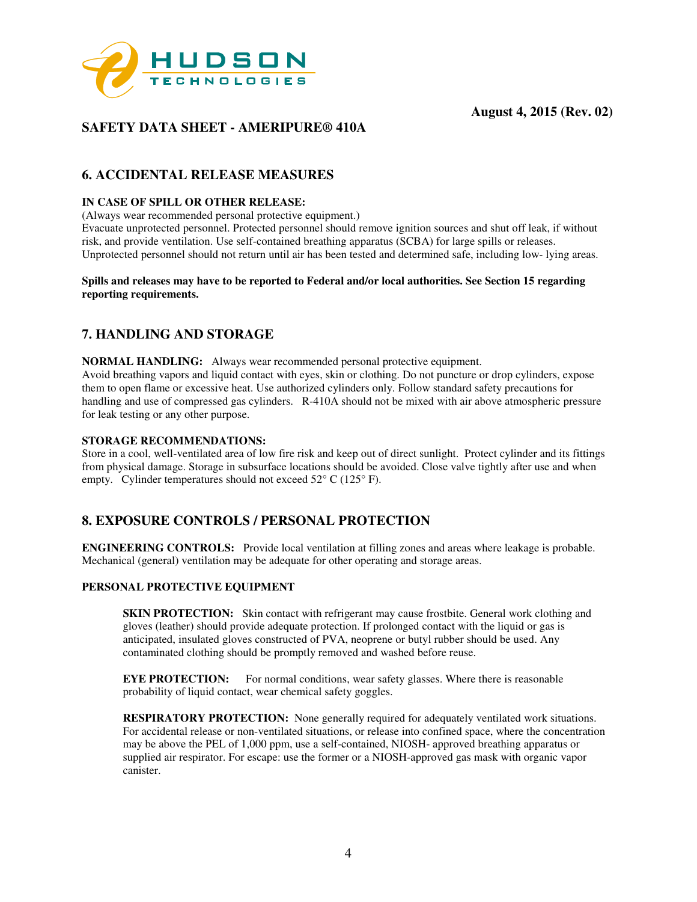# 6. ACCIDENTAL RELEASE MEASURES

**IN CASE OF SPILL OR OTHER RELEASE:**

(Always wear recommended personal protective equipment.)

Evacuate unprotected personnel. Protected personnel should remove ignition sources and shut off leak, if without risk, and provide ventilation. Use self-contained breathing apparatus (SCBA) for large spills or releases. Unprotected personnel should not return until air has been tested and determined safe, including low- lying areas.

**Spills and releases may have to be reported to Federal and/or local authorities. See Section 15 regarding reporting requirements.**

# 7. HANDLING AND STORAGE

**NORMAL HANDLING:** Always wear recommended personal protective equipment.

Avoid breathing vapors and liquid contact with eyes, skin or clothing. Do not puncture or drop cylinders, expose them to open flame or excessive heat. Use authorized cylinders only. Follow standard safety precautions for handling and use of compressed gas cylinders. R-410A should not be mixed with air above atmospheric pressure for leak testing or any other purpose.

**STORAGE RECOMMENDATIONS:**

Store in a cool, well-ventilated area of low fire risk and keep out of direct sunlight. Protect cylinder and its fittings from physical damage. Storage in subsurface locations should be avoided. Close valve tightly after use and when empty. Cylinder temperatures should not exceed 52° C (125° F).

# 8. EXPOSURE CONTROLS / PERSONAL PROTECTION

**ENGINEERING CONTROLS:** Provide local ventilation at filling zones and areas where leakage is probable. Mechanical (general) ventilation may be adequate for other operating and storage areas.

**PERSONAL PROTECTIVE EQUIPMENT**

**SKIN PROTECTION:** Skin contact with refrigerant may cause frostbite. General work clothing and gloves (leather) should provide adequate protection. If prolonged contact with the liquid or gas is anticipated, insulated gloves constructed of PVA, neoprene or butyl rubber should be used. Any contaminated clothing should be promptly removed and washed before reuse.

**EYE PROTECTION:** For normal conditions, wear safety glasses. Where there is reasonable probability of liquid contact, wear chemical safety goggles.

**RESPIRATORY PROTECTION:** None generally required for adequately ventilated work situations. For accidental release or non-ventilated situations, or release into confined space, where the concentration may be above the PEL of 1,000 ppm, use a self-contained, NIOSH- approved breathing apparatus or supplied air respirator. For escape: use the former or a NIOSH-approved gas mask with organic vapor canister.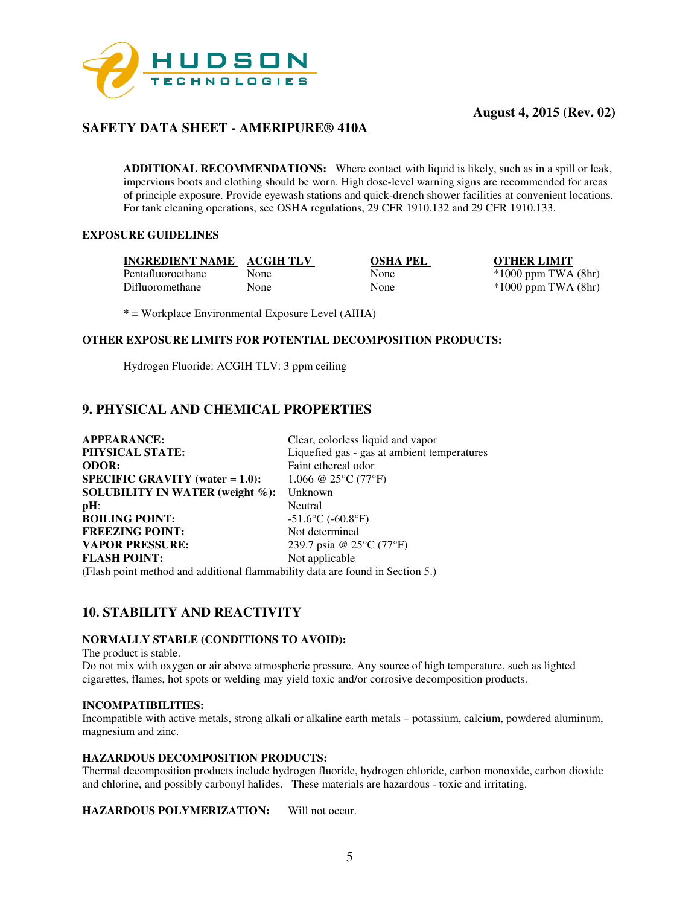**ADDITIONAL RECOMMENDATIONS:** Where contact with liquid is likely, such as in a spill or leak, impervious boots and clothing should be worn. High dose-level warning signs are recommended for areas of principle exposure. Provide eyewash stations and quick-drench shower facilities at convenient locations. For tank cleaning operations, see OSHA regulations, 29 CFR 1910.132 and 29 CFR 1910.133.

**EXPOSURE GUIDELINES**

| INGREDIENT NAME | ACGIH TLV | OSHA PEL | OTHER LIMIT |
|---|---|---|---|
| Pentafluoroethane | None | None | *1000 ppm TWA (8hr) |
| Difluoromethane | None | None | *1000 ppm TWA (8hr) |

* = Workplace Environmental Exposure Level (AIHA)

**OTHER EXPOSURE LIMITS FOR POTENTIAL DECOMPOSITION PRODUCTS:**

Hydrogen Fluoride: ACGIH TLV: 3 ppm ceiling

## 9. PHYSICAL AND CHEMICAL PROPERTIES

**APPEARANCE:** Clear, colorless liquid and vapor
**PHYSICAL STATE:** Liquefied gas - gas at ambient temperatures
**ODOR:** Faint ethereal odor
**SPECIFIC GRAVITY (water = 1.0):** 1.066 @ 25°C (77°F)
**SOLUBILITY IN WATER (weight %):** Unknown
**pH**: Neutral
**BOILING POINT:** -51.6°C (-60.8°F)
**FREEZING POINT:** Not determined
**VAPOR PRESSURE:** 239.7 psia @ 25°C (77°F)
**FLASH POINT:** Not applicable
(Flash point method and additional flammability data are found in Section 5.)

## 10. STABILITY AND REACTIVITY

**NORMALLY STABLE (CONDITIONS TO AVOID):**
The product is stable.
Do not mix with oxygen or air above atmospheric pressure. Any source of high temperature, such as lighted cigarettes, flames, hot spots or welding may yield toxic and/or corrosive decomposition products.

**INCOMPATIBILITIES:**
Incompatible with active metals, strong alkali or alkaline earth metals – potassium, calcium, powdered aluminum, magnesium and zinc.

**HAZARDOUS DECOMPOSITION PRODUCTS:**
Thermal decomposition products include hydrogen fluoride, hydrogen chloride, carbon monoxide, carbon dioxide and chlorine, and possibly carbonyl halides. These materials are hazardous - toxic and irritating.

**HAZARDOUS POLYMERIZATION:** Will not occur.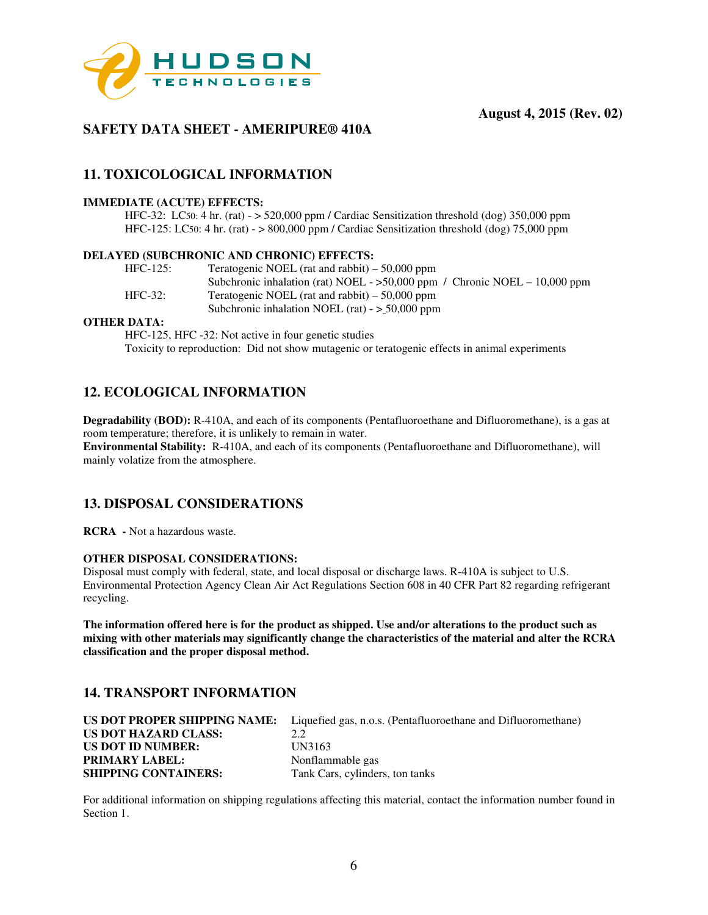August 4, 2015 (Rev. 02)

## SAFETY DATA SHEET - AMERIPURE® 410A

## 11. TOXICOLOGICAL INFORMATION

**IMMEDIATE (ACUTE) EFFECTS:**

HFC-32: $LC_{50}$: 4 hr. (rat) - > 520,000 ppm / Cardiac Sensitization threshold (dog) 350,000 ppm
HFC-125: $LC_{50}$: 4 hr. (rat) - > 800,000 ppm / Cardiac Sensitization threshold (dog) 75,000 ppm

**DELAYED (SUBCHRONIC AND CHRONIC) EFFECTS:**

HFC-125: Teratogenic NOEL (rat and rabbit) – 50,000 ppm
Subchronic inhalation (rat) NOEL - >50,000 ppm / Chronic NOEL – 10,000 ppm
HFC-32: Teratogenic NOEL (rat and rabbit) – 50,000 ppm
Subchronic inhalation NOEL (rat) - ≥ 50,000 ppm

**OTHER DATA:**

HFC-125, HFC -32: Not active in four genetic studies
Toxicity to reproduction: Did not show mutagenic or teratogenic effects in animal experiments

## 12. ECOLOGICAL INFORMATION

**Degradability (BOD):** R-410A, and each of its components (Pentafluoroethane and Difluoromethane), is a gas at room temperature; therefore, it is unlikely to remain in water.
**Environmental Stability:** R-410A, and each of its components (Pentafluoroethane and Difluoromethane), will mainly volatize from the atmosphere.

## 13. DISPOSAL CONSIDERATIONS

**RCRA -** Not a hazardous waste.

**OTHER DISPOSAL CONSIDERATIONS:**
Disposal must comply with federal, state, and local disposal or discharge laws. R-410A is subject to U.S. Environmental Protection Agency Clean Air Act Regulations Section 608 in 40 CFR Part 82 regarding refrigerant recycling.

**The information offered here is for the product as shipped. Use and/or alterations to the product such as mixing with other materials may significantly change the characteristics of the material and alter the RCRA classification and the proper disposal method.**

## 14. TRANSPORT INFORMATION

**US DOT PROPER SHIPPING NAME:** Liquefied gas, n.o.s. (Pentafluoroethane and Difluoromethane)
**US DOT HAZARD CLASS:** 2.2
**US DOT ID NUMBER:** UN3163
**PRIMARY LABEL:** Nonflammable gas
**SHIPPING CONTAINERS:** Tank Cars, cylinders, ton tanks

For additional information on shipping regulations affecting this material, contact the information number found in Section 1.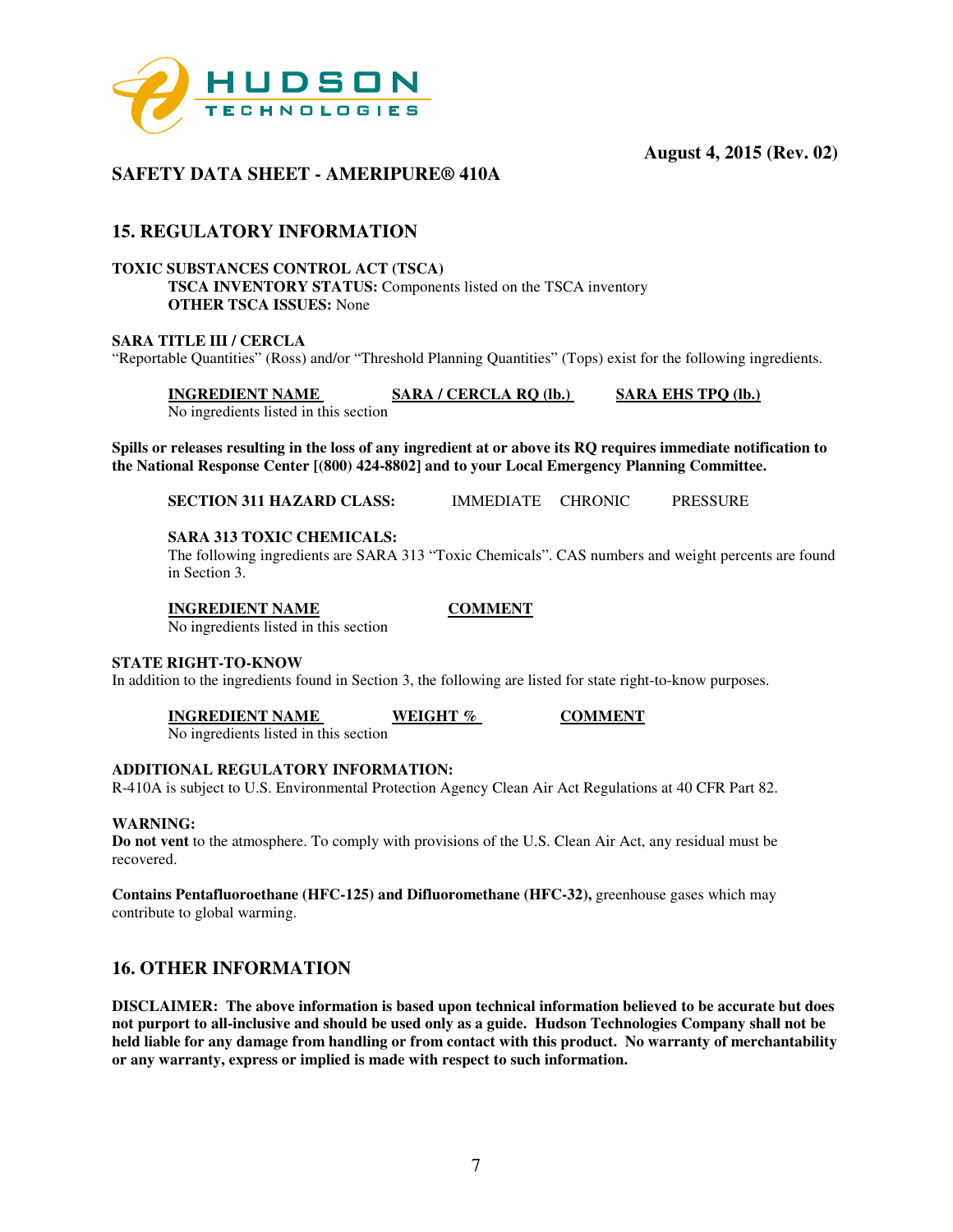August 4, 2015 (Rev. 02)

## SAFETY DATA SHEET - AMERIPURE® 410A

## 15. REGULATORY INFORMATION

**TOXIC SUBSTANCES CONTROL ACT (TSCA)**

**TSCA INVENTORY STATUS:** Components listed on the TSCA inventory

**OTHER TSCA ISSUES:** None

**SARA TITLE III / CERCLA**

"Reportable Quantities" (Ross) and/or "Threshold Planning Quantities" (Tops) exist for the following ingredients.

| INGREDIENT NAME | SARA / CERCLA RQ (lb.) | SARA EHS TPQ (lb.) |
|---|---|---|
| No ingredients listed in this section | | |

**Spills or releases resulting in the loss of any ingredient at or above its RQ requires immediate notification to the National Response Center [(800) 424-8802] and to your Local Emergency Planning Committee.**

**SECTION 311 HAZARD CLASS:** IMMEDIATE CHRONIC PRESSURE

**SARA 313 TOXIC CHEMICALS:**

The following ingredients are SARA 313 "Toxic Chemicals". CAS numbers and weight percents are found in Section 3.

| INGREDIENT NAME | COMMENT |
|---|---|
| No ingredients listed in this section | |

**STATE RIGHT-TO-KNOW**

In addition to the ingredients found in Section 3, the following are listed for state right-to-know purposes.

| INGREDIENT NAME | WEIGHT % | COMMENT |
|---|---|---|
| No ingredients listed in this section | | |

**ADDITIONAL REGULATORY INFORMATION:**

R-410A is subject to U.S. Environmental Protection Agency Clean Air Act Regulations at 40 CFR Part 82.

**WARNING:**

**Do not vent** to the atmosphere. To comply with provisions of the U.S. Clean Air Act, any residual must be recovered.

**Contains Pentafluoroethane (HFC-125) and Difluoromethane (HFC-32),** greenhouse gases which may contribute to global warming.

## 16. OTHER INFORMATION

**DISCLAIMER: The above information is based upon technical information believed to be accurate but does not purport to all-inclusive and should be used only as a guide. Hudson Technologies Company shall not be held liable for any damage from handling or from contact with this product. No warranty of merchantability or any warranty, express or implied is made with respect to such information.**